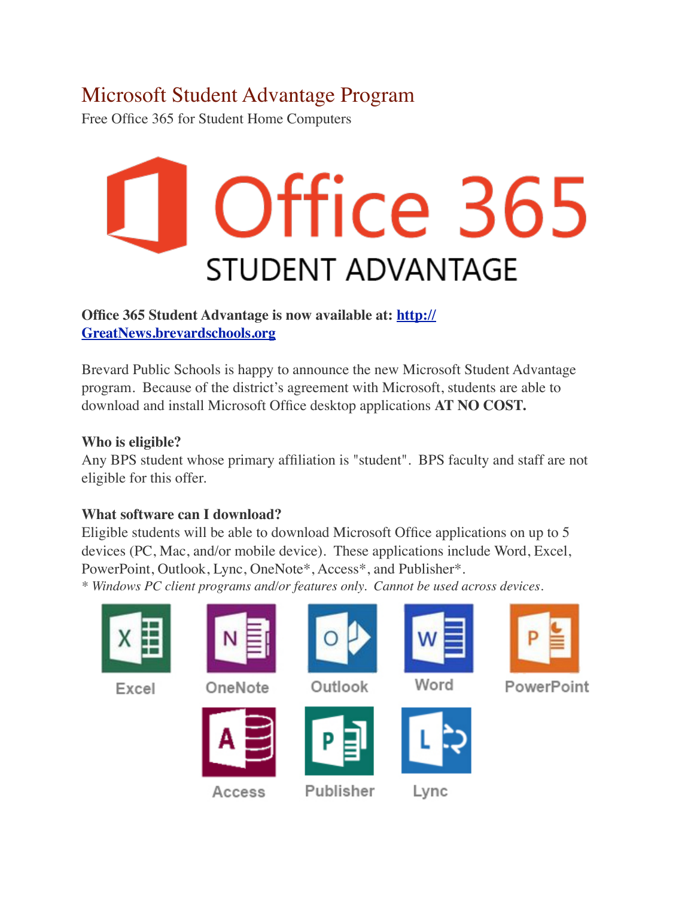# Microsoft Student Advantage Program

Free Office 365 for Student Home Computers

Office 365
STUDENT ADVANTAGE

**Office 365 Student Advantage is now available at: [http://GreatNews.brevardschools.org](http://GreatNews.brevardschools.org)**

Brevard Public Schools is happy to announce the new Microsoft Student Advantage program. Because of the district's agreement with Microsoft, students are able to download and install Microsoft Office desktop applications **AT NO COST.**

**Who is eligible?**

Any BPS student whose primary affiliation is "student". BPS faculty and staff are not eligible for this offer.

**What software can I download?**

Eligible students will be able to download Microsoft Office applications on up to 5 devices (PC, Mac, and/or mobile device). These applications include Word, Excel, PowerPoint, Outlook, Lync, OneNote*, Access*, and Publisher*.

*\* Windows PC client programs and/or features only. Cannot be used across devices.*

Excel OneNote Outlook Word PowerPoint

Access Publisher Lync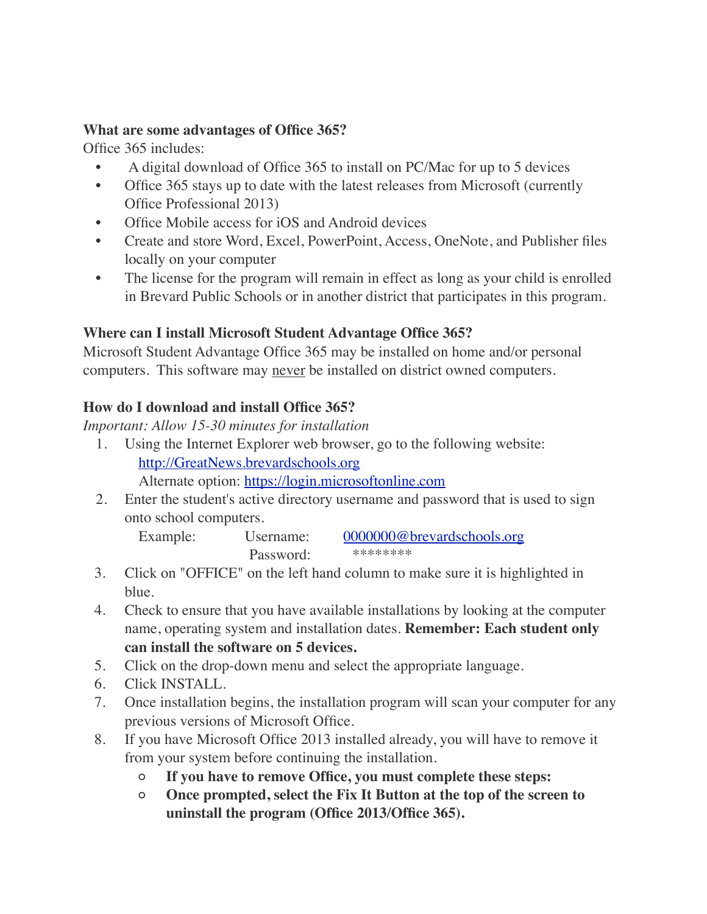**What are some advantages of Office 365?**

Office 365 includes:

- A digital download of Office 365 to install on PC/Mac for up to 5 devices
- Office 365 stays up to date with the latest releases from Microsoft (currently Office Professional 2013)
- Office Mobile access for iOS and Android devices
- Create and store Word, Excel, PowerPoint, Access, OneNote, and Publisher files locally on your computer
- The license for the program will remain in effect as long as your child is enrolled in Brevard Public Schools or in another district that participates in this program.

**Where can I install Microsoft Student Advantage Office 365?**

Microsoft Student Advantage Office 365 may be installed on home and/or personal computers. This software may never be installed on district owned computers.

**How do I download and install Office 365?**

*Important: Allow 15-30 minutes for installation*

1. Using the Internet Explorer web browser, go to the following website:
   http://GreatNews.brevardschools.org
   Alternate option: https://login.microsoftonline.com
2. Enter the student's active directory username and password that is used to sign onto school computers.
   Example: Username: 0000000@brevardschools.org
   Password: ********
3. Click on "OFFICE" on the left hand column to make sure it is highlighted in blue.
4. Check to ensure that you have available installations by looking at the computer name, operating system and installation dates. **Remember: Each student only can install the software on 5 devices.**
5. Click on the drop-down menu and select the appropriate language.
6. Click INSTALL.
7. Once installation begins, the installation program will scan your computer for any previous versions of Microsoft Office.
8. If you have Microsoft Office 2013 installed already, you will have to remove it from your system before continuing the installation.
   - **If you have to remove Office, you must complete these steps:**
   - **Once prompted, select the Fix It Button at the top of the screen to uninstall the program (Office 2013/Office 365).**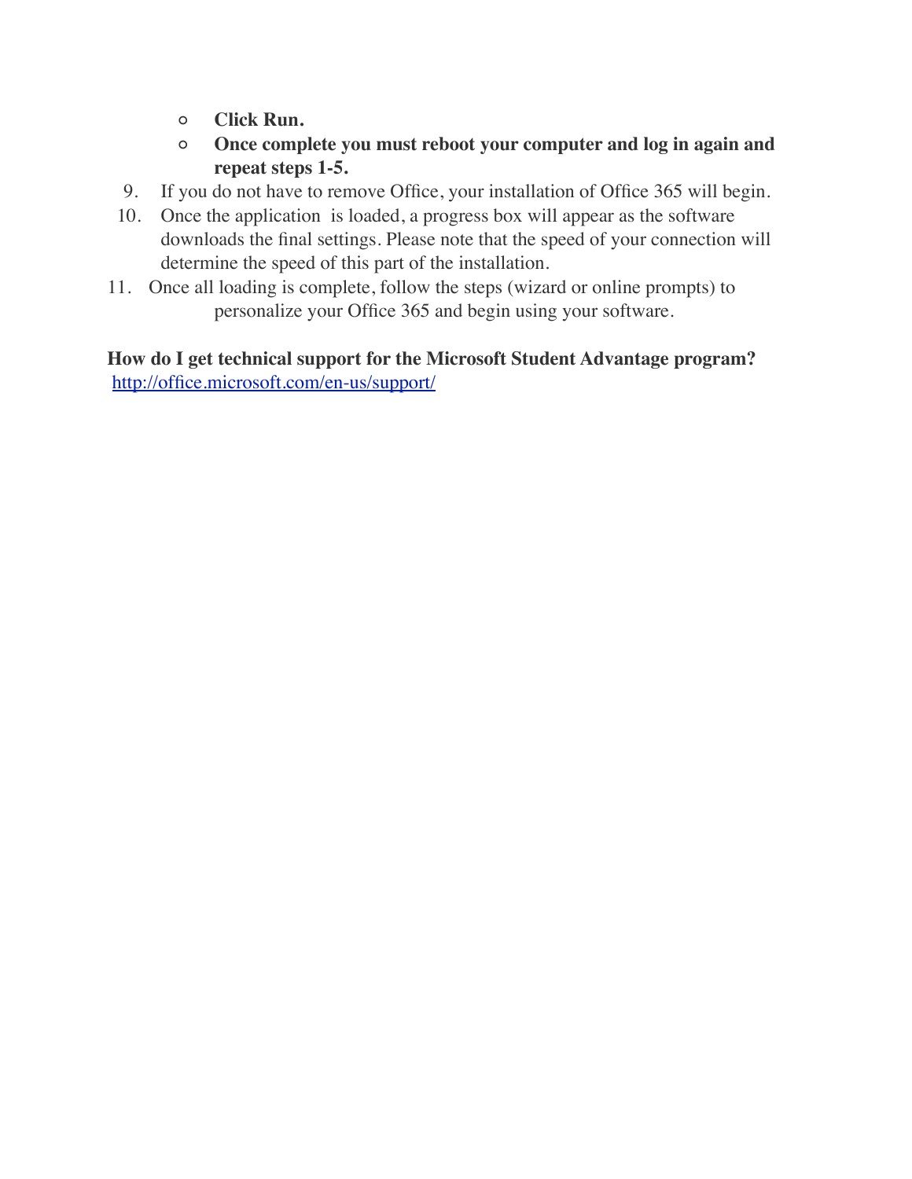- **Click Run.**
   - **Once complete you must reboot your computer and log in again and repeat steps 1-5.**

9. If you do not have to remove Office, your installation of Office 365 will begin.
10. Once the application is loaded, a progress box will appear as the software downloads the final settings. Please note that the speed of your connection will determine the speed of this part of the installation.
11. Once all loading is complete, follow the steps (wizard or online prompts) to personalize your Office 365 and begin using your software.

**How do I get technical support for the Microsoft Student Advantage program?**
[http://office.microsoft.com/en-us/support/](http://office.microsoft.com/en-us/support/)